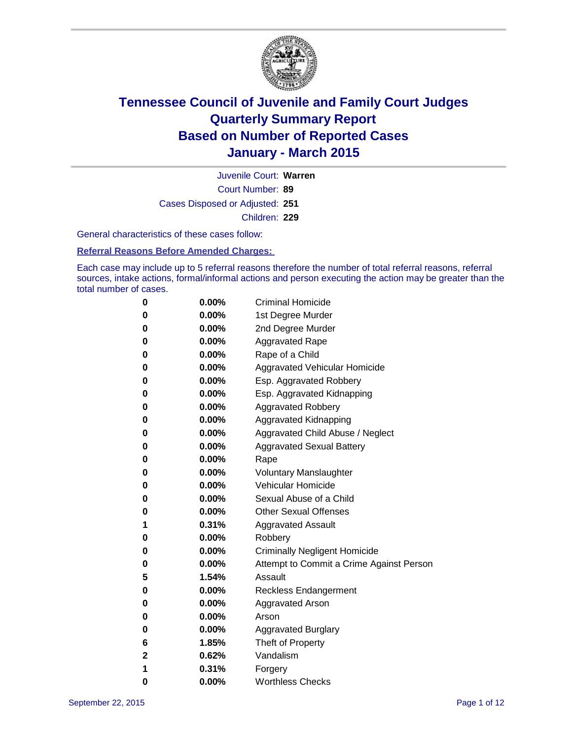# Tennessee Council of Juvenile and Family Court Judges
# Quarterly Summary Report
# Based on Number of Reported Cases
# January - March 2015

Juvenile Court: **Warren**
Court Number: **89**
Cases Disposed or Adjusted: **251**
Children: **229**

General characteristics of these cases follow:

**Referral Reasons Before Amended Charges:**

Each case may include up to 5 referral reasons therefore the number of total referral reasons, referral sources, intake actions, formal/informal actions and person executing the action may be greater than the total number of cases.

| Count | Percent | Referral Reason |
|---|---|---|
| 0 | 0.00% | Criminal Homicide |
| 0 | 0.00% | 1st Degree Murder |
| 0 | 0.00% | 2nd Degree Murder |
| 0 | 0.00% | Aggravated Rape |
| 0 | 0.00% | Rape of a Child |
| 0 | 0.00% | Aggravated Vehicular Homicide |
| 0 | 0.00% | Esp. Aggravated Robbery |
| 0 | 0.00% | Esp. Aggravated Kidnapping |
| 0 | 0.00% | Aggravated Robbery |
| 0 | 0.00% | Aggravated Kidnapping |
| 0 | 0.00% | Aggravated Child Abuse / Neglect |
| 0 | 0.00% | Aggravated Sexual Battery |
| 0 | 0.00% | Rape |
| 0 | 0.00% | Voluntary Manslaughter |
| 0 | 0.00% | Vehicular Homicide |
| 0 | 0.00% | Sexual Abuse of a Child |
| 0 | 0.00% | Other Sexual Offenses |
| 1 | 0.31% | Aggravated Assault |
| 0 | 0.00% | Robbery |
| 0 | 0.00% | Criminally Negligent Homicide |
| 0 | 0.00% | Attempt to Commit a Crime Against Person |
| 5 | 1.54% | Assault |
| 0 | 0.00% | Reckless Endangerment |
| 0 | 0.00% | Aggravated Arson |
| 0 | 0.00% | Arson |
| 0 | 0.00% | Aggravated Burglary |
| 6 | 1.85% | Theft of Property |
| 2 | 0.62% | Vandalism |
| 1 | 0.31% | Forgery |
| 0 | 0.00% | Worthless Checks |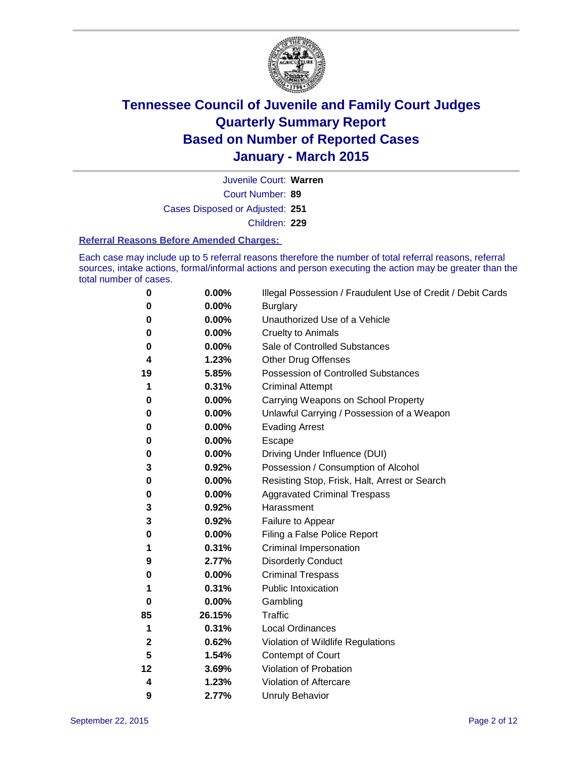# Tennessee Council of Juvenile and Family Court Judges
## Quarterly Summary Report
## Based on Number of Reported Cases
## January - March 2015

Juvenile Court: **Warren**

Court Number: **89**

Cases Disposed or Adjusted: **251**

Children: **229**

### Referral Reasons Before Amended Charges:

Each case may include up to 5 referral reasons therefore the number of total referral reasons, referral sources, intake actions, formal/informal actions and person executing the action may be greater than the total number of cases.

| Count | Percent | Referral Reason |
|---|---|---|
| **0** | **0.00%** | Illegal Possession / Fraudulent Use of Credit / Debit Cards |
| **0** | **0.00%** | Burglary |
| **0** | **0.00%** | Unauthorized Use of a Vehicle |
| **0** | **0.00%** | Cruelty to Animals |
| **0** | **0.00%** | Sale of Controlled Substances |
| **4** | **1.23%** | Other Drug Offenses |
| **19** | **5.85%** | Possession of Controlled Substances |
| **1** | **0.31%** | Criminal Attempt |
| **0** | **0.00%** | Carrying Weapons on School Property |
| **0** | **0.00%** | Unlawful Carrying / Possession of a Weapon |
| **0** | **0.00%** | Evading Arrest |
| **0** | **0.00%** | Escape |
| **0** | **0.00%** | Driving Under Influence (DUI) |
| **3** | **0.92%** | Possession / Consumption of Alcohol |
| **0** | **0.00%** | Resisting Stop, Frisk, Halt, Arrest or Search |
| **0** | **0.00%** | Aggravated Criminal Trespass |
| **3** | **0.92%** | Harassment |
| **3** | **0.92%** | Failure to Appear |
| **0** | **0.00%** | Filing a False Police Report |
| **1** | **0.31%** | Criminal Impersonation |
| **9** | **2.77%** | Disorderly Conduct |
| **0** | **0.00%** | Criminal Trespass |
| **1** | **0.31%** | Public Intoxication |
| **0** | **0.00%** | Gambling |
| **85** | **26.15%** | Traffic |
| **1** | **0.31%** | Local Ordinances |
| **2** | **0.62%** | Violation of Wildlife Regulations |
| **5** | **1.54%** | Contempt of Court |
| **12** | **3.69%** | Violation of Probation |
| **4** | **1.23%** | Violation of Aftercare |
| **9** | **2.77%** | Unruly Behavior |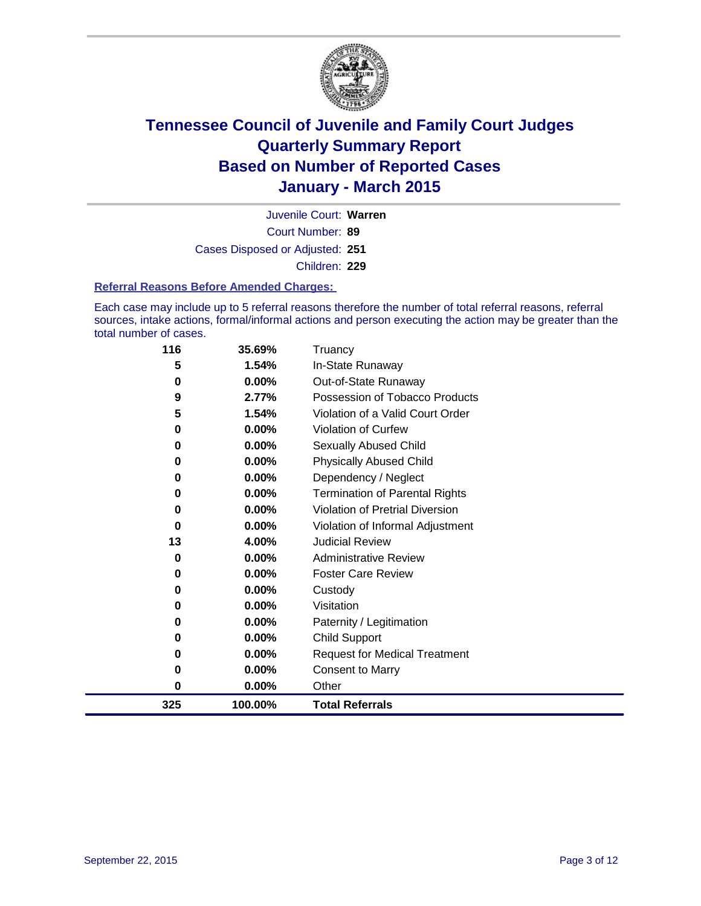# Tennessee Council of Juvenile and Family Court Judges
## Quarterly Summary Report
## Based on Number of Reported Cases
## January - March 2015

Juvenile Court: **Warren**
Court Number: **89**
Cases Disposed or Adjusted: **251**
Children: **229**

### Referral Reasons Before Amended Charges:

Each case may include up to 5 referral reasons therefore the number of total referral reasons, referral sources, intake actions, formal/informal actions and person executing the action may be greater than the total number of cases.

| Count | Percent | Referral Reason |
|---|---|---|
| 116 | 35.69% | Truancy |
| 5 | 1.54% | In-State Runaway |
| 0 | 0.00% | Out-of-State Runaway |
| 9 | 2.77% | Possession of Tobacco Products |
| 5 | 1.54% | Violation of a Valid Court Order |
| 0 | 0.00% | Violation of Curfew |
| 0 | 0.00% | Sexually Abused Child |
| 0 | 0.00% | Physically Abused Child |
| 0 | 0.00% | Dependency / Neglect |
| 0 | 0.00% | Termination of Parental Rights |
| 0 | 0.00% | Violation of Pretrial Diversion |
| 0 | 0.00% | Violation of Informal Adjustment |
| 13 | 4.00% | Judicial Review |
| 0 | 0.00% | Administrative Review |
| 0 | 0.00% | Foster Care Review |
| 0 | 0.00% | Custody |
| 0 | 0.00% | Visitation |
| 0 | 0.00% | Paternity / Legitimation |
| 0 | 0.00% | Child Support |
| 0 | 0.00% | Request for Medical Treatment |
| 0 | 0.00% | Consent to Marry |
| 0 | 0.00% | Other |
| **325** | **100.00%** | **Total Referrals** |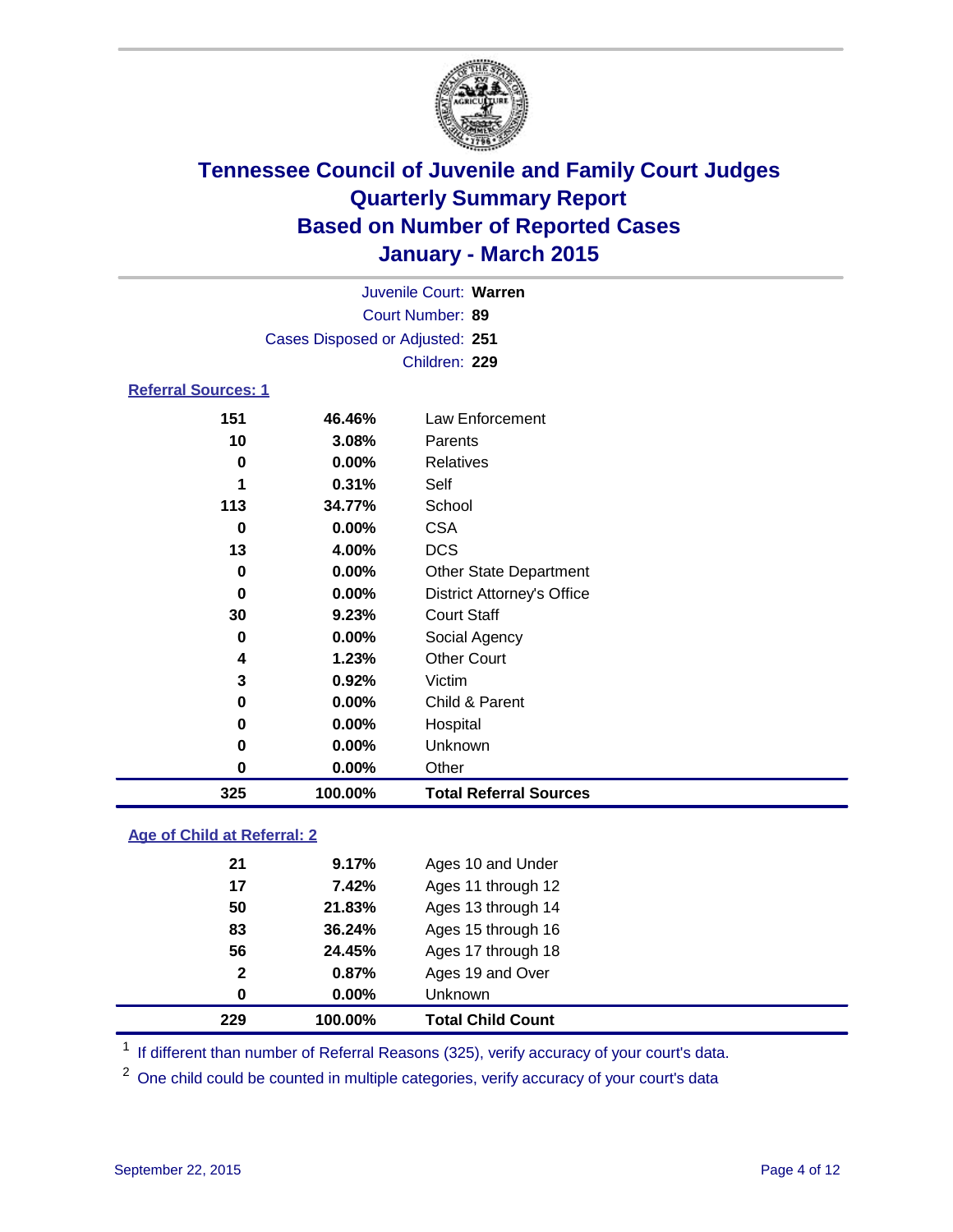# Tennessee Council of Juvenile and Family Court Judges
# Quarterly Summary Report
# Based on Number of Reported Cases
# January - March 2015

Juvenile Court: **Warren**

Court Number: **89**

Cases Disposed or Adjusted: **251**

Children: **229**

## Referral Sources: 1

| | | |
|---|---|---|
| **151** | **46.46%** | Law Enforcement |
| **10** | **3.08%** | Parents |
| **0** | **0.00%** | Relatives |
| **1** | **0.31%** | Self |
| **113** | **34.77%** | School |
| **0** | **0.00%** | CSA |
| **13** | **4.00%** | DCS |
| **0** | **0.00%** | Other State Department |
| **0** | **0.00%** | District Attorney's Office |
| **30** | **9.23%** | Court Staff |
| **0** | **0.00%** | Social Agency |
| **4** | **1.23%** | Other Court |
| **3** | **0.92%** | Victim |
| **0** | **0.00%** | Child & Parent |
| **0** | **0.00%** | Hospital |
| **0** | **0.00%** | Unknown |
| **0** | **0.00%** | Other |
| **325** | **100.00%** | **Total Referral Sources** |

## Age of Child at Referral: 2

| | | |
|---|---|---|
| **21** | **9.17%** | Ages 10 and Under |
| **17** | **7.42%** | Ages 11 through 12 |
| **50** | **21.83%** | Ages 13 through 14 |
| **83** | **36.24%** | Ages 15 through 16 |
| **56** | **24.45%** | Ages 17 through 18 |
| **2** | **0.87%** | Ages 19 and Over |
| **0** | **0.00%** | Unknown |
| **229** | **100.00%** | **Total Child Count** |

[1] If different than number of Referral Reasons (325), verify accuracy of your court's data.

[2] One child could be counted in multiple categories, verify accuracy of your court's data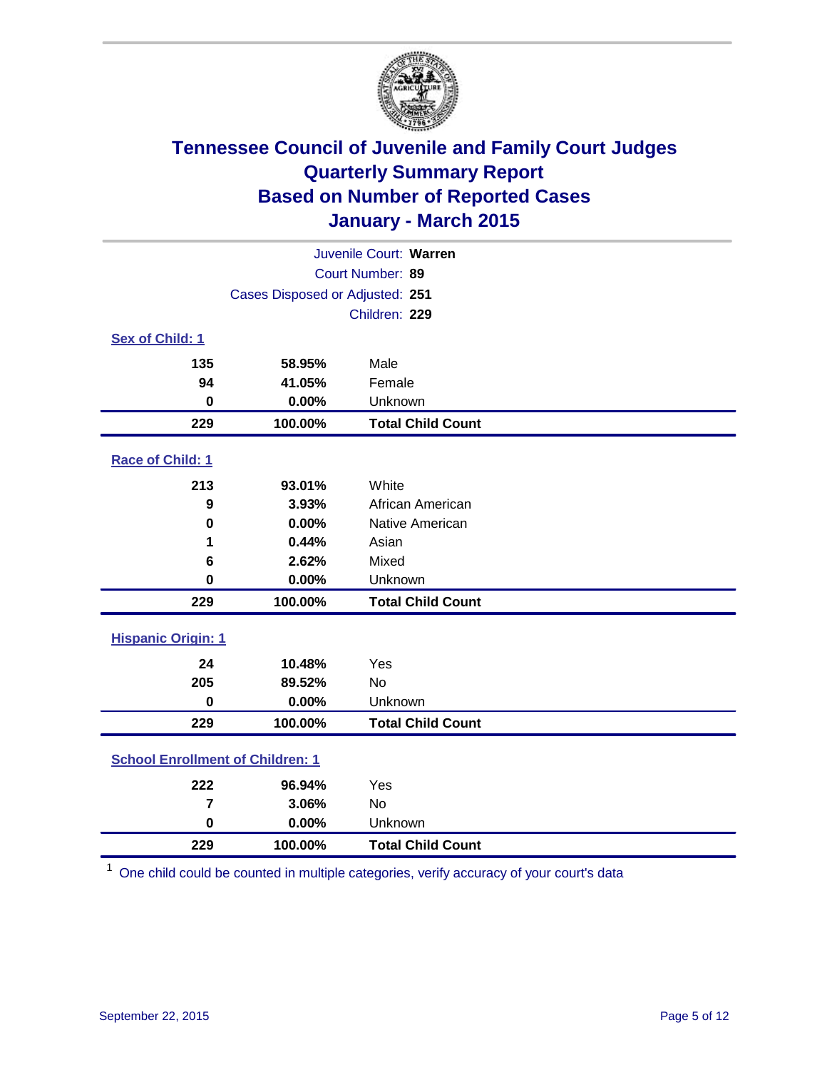# Tennessee Council of Juvenile and Family Court Judges
# Quarterly Summary Report
# Based on Number of Reported Cases
# January - March 2015

Juvenile Court: **Warren**

Court Number: **89**

Cases Disposed or Adjusted: **251**

Children: **229**

### Sex of Child: 1

| Count | Percent | Category |
|---|---|---|
| 135 | 58.95% | Male |
| 94 | 41.05% | Female |
| 0 | 0.00% | Unknown |
| **229** | **100.00%** | **Total Child Count** |

### Race of Child: 1

| Count | Percent | Category |
|---|---|---|
| 213 | 93.01% | White |
| 9 | 3.93% | African American |
| 0 | 0.00% | Native American |
| 1 | 0.44% | Asian |
| 6 | 2.62% | Mixed |
| 0 | 0.00% | Unknown |
| **229** | **100.00%** | **Total Child Count** |

### Hispanic Origin: 1

| Count | Percent | Category |
|---|---|---|
| 24 | 10.48% | Yes |
| 205 | 89.52% | No |
| 0 | 0.00% | Unknown |
| **229** | **100.00%** | **Total Child Count** |

### School Enrollment of Children: 1

| Count | Percent | Category |
|---|---|---|
| 222 | 96.94% | Yes |
| 7 | 3.06% | No |
| 0 | 0.00% | Unknown |
| **229** | **100.00%** | **Total Child Count** |

[1] One child could be counted in multiple categories, verify accuracy of your court's data

September 22, 2015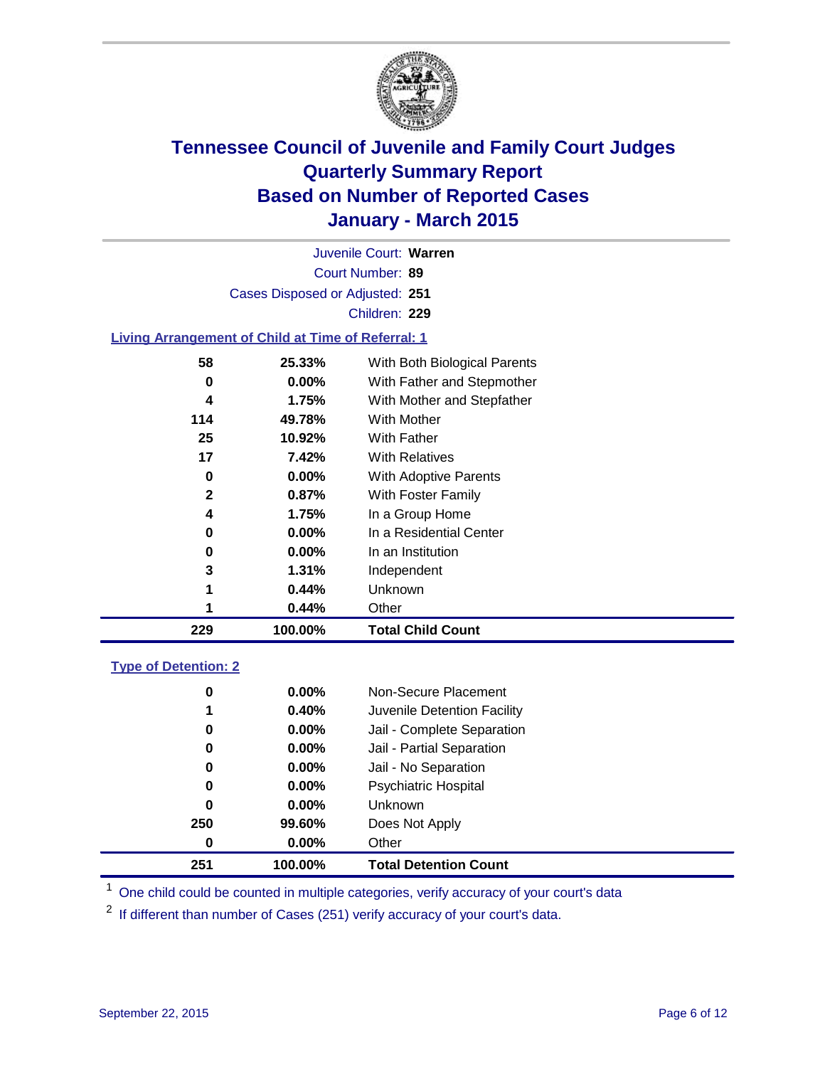# Tennessee Council of Juvenile and Family Court Judges
## Quarterly Summary Report
## Based on Number of Reported Cases
## January - March 2015

Juvenile Court: **Warren**

Court Number: **89**

Cases Disposed or Adjusted: **251**

Children: **229**

### Living Arrangement of Child at Time of Referral: 1

| | | |
|---|---|---|
| 58 | 25.33% | With Both Biological Parents |
| 0 | 0.00% | With Father and Stepmother |
| 4 | 1.75% | With Mother and Stepfather |
| 114 | 49.78% | With Mother |
| 25 | 10.92% | With Father |
| 17 | 7.42% | With Relatives |
| 0 | 0.00% | With Adoptive Parents |
| 2 | 0.87% | With Foster Family |
| 4 | 1.75% | In a Group Home |
| 0 | 0.00% | In a Residential Center |
| 0 | 0.00% | In an Institution |
| 3 | 1.31% | Independent |
| 1 | 0.44% | Unknown |
| 1 | 0.44% | Other |
| **229** | **100.00%** | **Total Child Count** |

### Type of Detention: 2

| | | |
|---|---|---|
| 0 | 0.00% | Non-Secure Placement |
| 1 | 0.40% | Juvenile Detention Facility |
| 0 | 0.00% | Jail - Complete Separation |
| 0 | 0.00% | Jail - Partial Separation |
| 0 | 0.00% | Jail - No Separation |
| 0 | 0.00% | Psychiatric Hospital |
| 0 | 0.00% | Unknown |
| 250 | 99.60% | Does Not Apply |
| 0 | 0.00% | Other |
| **251** | **100.00%** | **Total Detention Count** |

[1] One child could be counted in multiple categories, verify accuracy of your court's data

[2] If different than number of Cases (251) verify accuracy of your court's data.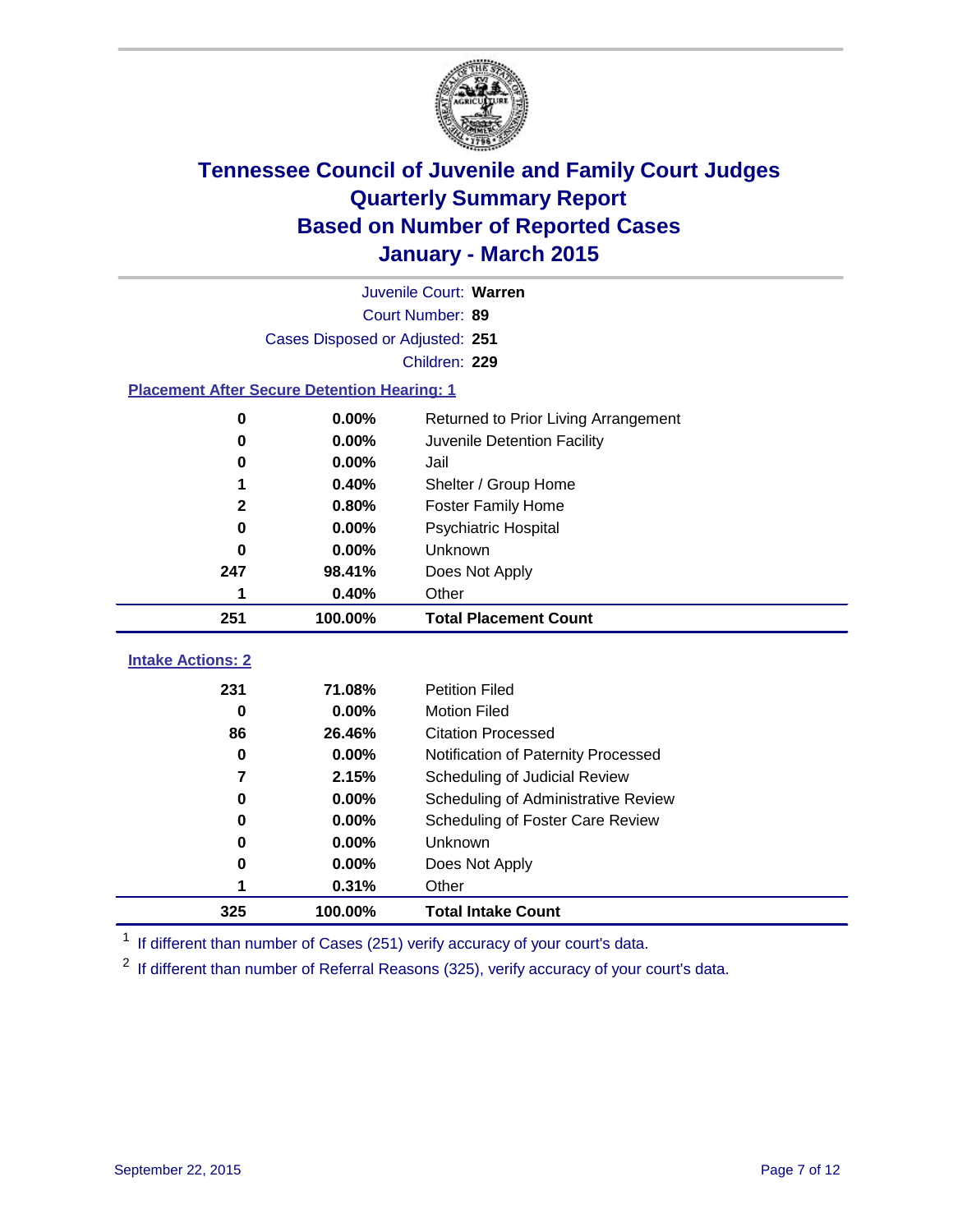# Tennessee Council of Juvenile and Family Court Judges
# Quarterly Summary Report
# Based on Number of Reported Cases
# January - March 2015

Juvenile Court: **Warren**

Court Number: **89**

Cases Disposed or Adjusted: **251**

Children: **229**

### Placement After Secure Detention Hearing: 1

| Count | Percent | Placement |
|---|---|---|
| 0 | 0.00% | Returned to Prior Living Arrangement |
| 0 | 0.00% | Juvenile Detention Facility |
| 0 | 0.00% | Jail |
| 1 | 0.40% | Shelter / Group Home |
| 2 | 0.80% | Foster Family Home |
| 0 | 0.00% | Psychiatric Hospital |
| 0 | 0.00% | Unknown |
| 247 | 98.41% | Does Not Apply |
| 1 | 0.40% | Other |
| **251** | **100.00%** | **Total Placement Count** |

### Intake Actions: 2

| Count | Percent | Action |
|---|---|---|
| 231 | 71.08% | Petition Filed |
| 0 | 0.00% | Motion Filed |
| 86 | 26.46% | Citation Processed |
| 0 | 0.00% | Notification of Paternity Processed |
| 7 | 2.15% | Scheduling of Judicial Review |
| 0 | 0.00% | Scheduling of Administrative Review |
| 0 | 0.00% | Scheduling of Foster Care Review |
| 0 | 0.00% | Unknown |
| 0 | 0.00% | Does Not Apply |
| 1 | 0.31% | Other |
| **325** | **100.00%** | **Total Intake Count** |

[1] If different than number of Cases (251) verify accuracy of your court's data.

[2] If different than number of Referral Reasons (325), verify accuracy of your court's data.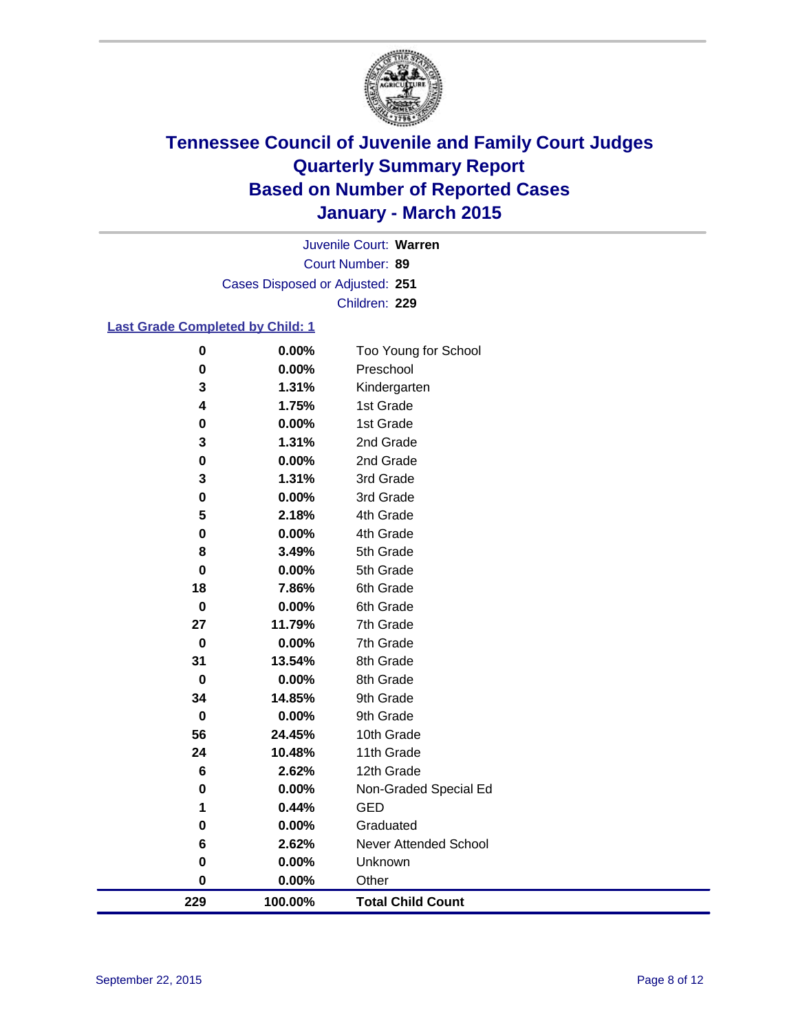# Tennessee Council of Juvenile and Family Court Judges
# Quarterly Summary Report
# Based on Number of Reported Cases
# January - March 2015

Juvenile Court: **Warren**

Court Number: **89**

Cases Disposed or Adjusted: **251**

Children: **229**

## Last Grade Completed by Child: 1

| Count | Percent | Grade |
|---|---|---|
| 0 | 0.00% | Too Young for School |
| 0 | 0.00% | Preschool |
| 3 | 1.31% | Kindergarten |
| 4 | 1.75% | 1st Grade |
| 0 | 0.00% | 1st Grade |
| 3 | 1.31% | 2nd Grade |
| 0 | 0.00% | 2nd Grade |
| 3 | 1.31% | 3rd Grade |
| 0 | 0.00% | 3rd Grade |
| 5 | 2.18% | 4th Grade |
| 0 | 0.00% | 4th Grade |
| 8 | 3.49% | 5th Grade |
| 0 | 0.00% | 5th Grade |
| 18 | 7.86% | 6th Grade |
| 0 | 0.00% | 6th Grade |
| 27 | 11.79% | 7th Grade |
| 0 | 0.00% | 7th Grade |
| 31 | 13.54% | 8th Grade |
| 0 | 0.00% | 8th Grade |
| 34 | 14.85% | 9th Grade |
| 0 | 0.00% | 9th Grade |
| 56 | 24.45% | 10th Grade |
| 24 | 10.48% | 11th Grade |
| 6 | 2.62% | 12th Grade |
| 0 | 0.00% | Non-Graded Special Ed |
| 1 | 0.44% | GED |
| 0 | 0.00% | Graduated |
| 6 | 2.62% | Never Attended School |
| 0 | 0.00% | Unknown |
| 0 | 0.00% | Other |
| **229** | **100.00%** | **Total Child Count** |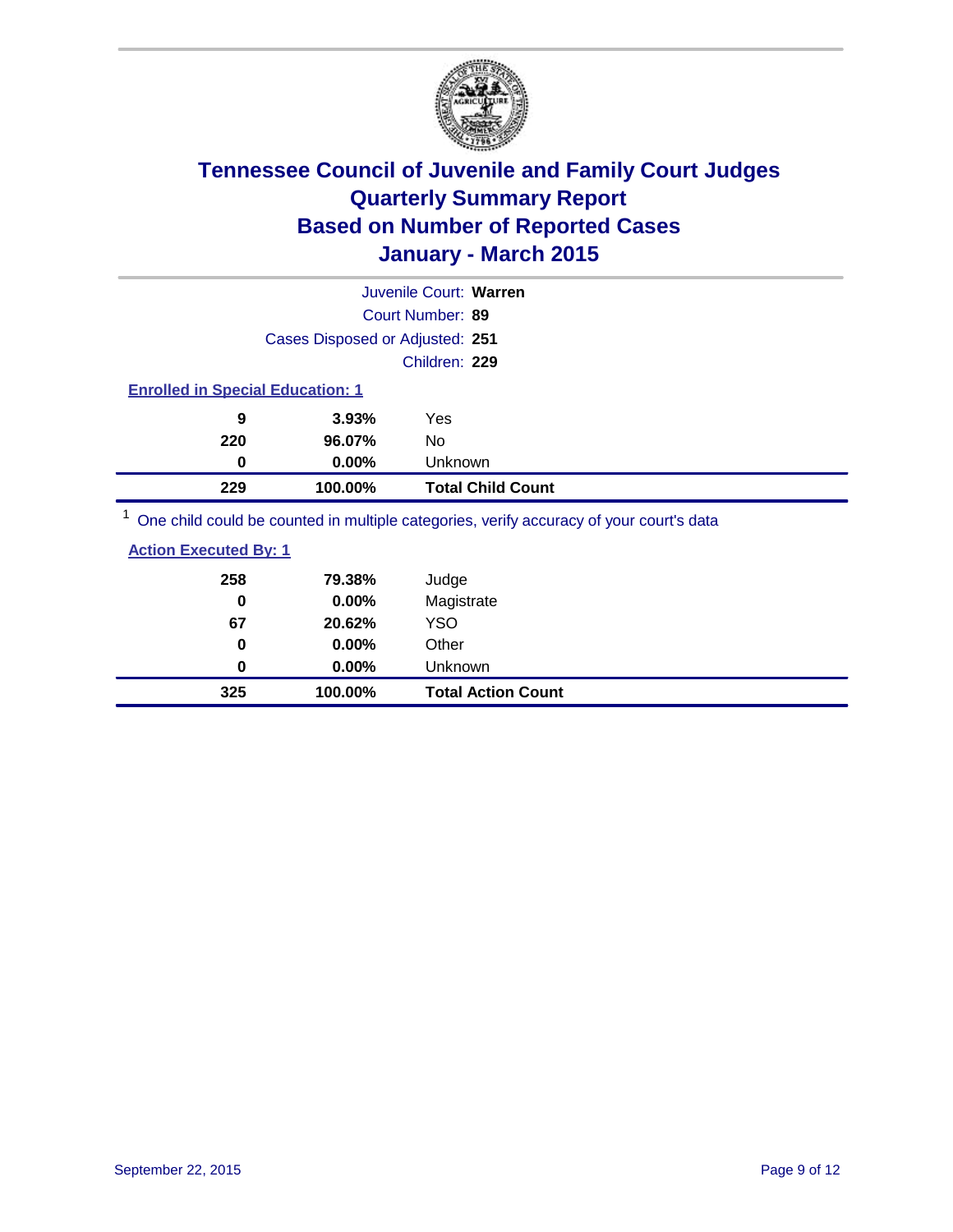# Tennessee Council of Juvenile and Family Court Judges
# Quarterly Summary Report
# Based on Number of Reported Cases
# January - March 2015

Juvenile Court: **Warren**

Court Number: **89**

Cases Disposed or Adjusted: **251**

Children: **229**

### Enrolled in Special Education: 1

| | | |
|---|---|---|
| 9 | 3.93% | Yes |
| 220 | 96.07% | No |
| 0 | 0.00% | Unknown |
| **229** | **100.00%** | **Total Child Count** |

[1] One child could be counted in multiple categories, verify accuracy of your court's data

### Action Executed By: 1

| | | |
|---|---|---|
| 258 | 79.38% | Judge |
| 0 | 0.00% | Magistrate |
| 67 | 20.62% | YSO |
| 0 | 0.00% | Other |
| 0 | 0.00% | Unknown |
| **325** | **100.00%** | **Total Action Count** |

September 22, 2015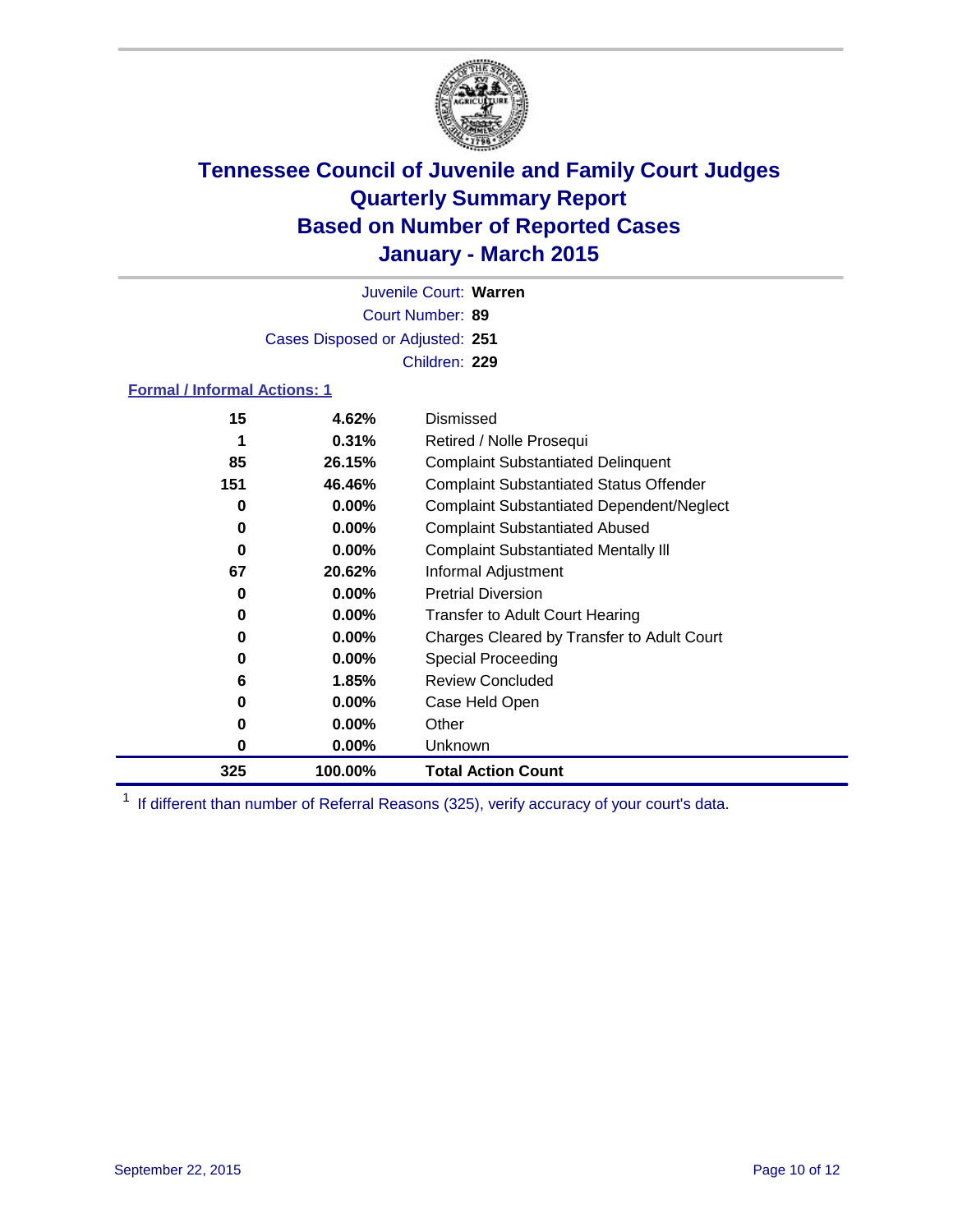# Tennessee Council of Juvenile and Family Court Judges
# Quarterly Summary Report
# Based on Number of Reported Cases
# January - March 2015

Juvenile Court: **Warren**

Court Number: **89**

Cases Disposed or Adjusted: **251**

Children: **229**

**Formal / Informal Actions: 1**

| Count | Percent | Action |
|---|---|---|
| 15 | 4.62% | Dismissed |
| 1 | 0.31% | Retired / Nolle Prosequi |
| 85 | 26.15% | Complaint Substantiated Delinquent |
| 151 | 46.46% | Complaint Substantiated Status Offender |
| 0 | 0.00% | Complaint Substantiated Dependent/Neglect |
| 0 | 0.00% | Complaint Substantiated Abused |
| 0 | 0.00% | Complaint Substantiated Mentally Ill |
| 67 | 20.62% | Informal Adjustment |
| 0 | 0.00% | Pretrial Diversion |
| 0 | 0.00% | Transfer to Adult Court Hearing |
| 0 | 0.00% | Charges Cleared by Transfer to Adult Court |
| 0 | 0.00% | Special Proceeding |
| 6 | 1.85% | Review Concluded |
| 0 | 0.00% | Case Held Open |
| 0 | 0.00% | Other |
| 0 | 0.00% | Unknown |
| **325** | **100.00%** | **Total Action Count** |

[1] If different than number of Referral Reasons (325), verify accuracy of your court's data.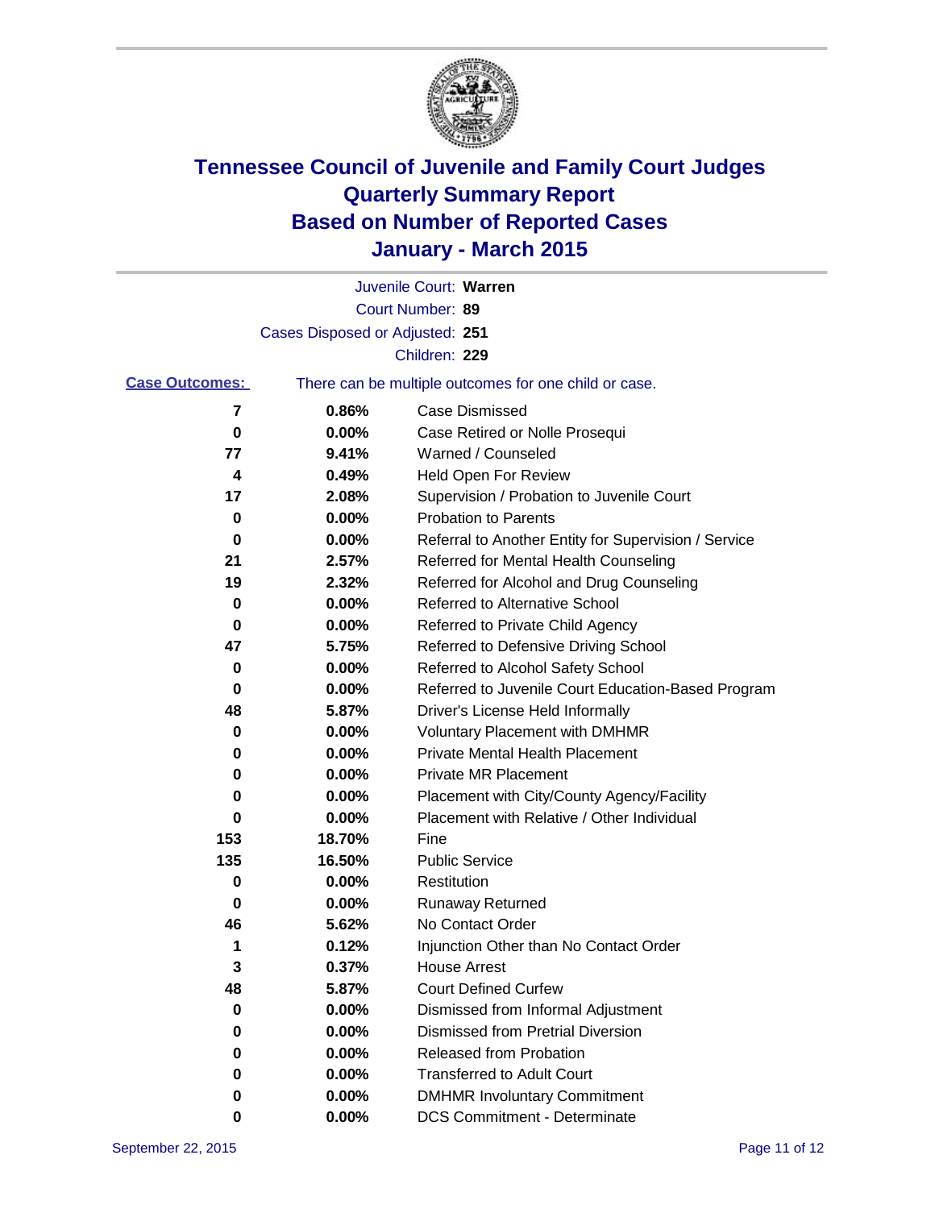# Tennessee Council of Juvenile and Family Court Judges
# Quarterly Summary Report
# Based on Number of Reported Cases
# January - March 2015

Juvenile Court: **Warren**
Court Number: **89**
Cases Disposed or Adjusted: **251**
Children: **229**

**Case Outcomes:** There can be multiple outcomes for one child or case.

| Count | Percent | Outcome |
|---|---|---|
| 7 | 0.86% | Case Dismissed |
| 0 | 0.00% | Case Retired or Nolle Prosequi |
| 77 | 9.41% | Warned / Counseled |
| 4 | 0.49% | Held Open For Review |
| 17 | 2.08% | Supervision / Probation to Juvenile Court |
| 0 | 0.00% | Probation to Parents |
| 0 | 0.00% | Referral to Another Entity for Supervision / Service |
| 21 | 2.57% | Referred for Mental Health Counseling |
| 19 | 2.32% | Referred for Alcohol and Drug Counseling |
| 0 | 0.00% | Referred to Alternative School |
| 0 | 0.00% | Referred to Private Child Agency |
| 47 | 5.75% | Referred to Defensive Driving School |
| 0 | 0.00% | Referred to Alcohol Safety School |
| 0 | 0.00% | Referred to Juvenile Court Education-Based Program |
| 48 | 5.87% | Driver's License Held Informally |
| 0 | 0.00% | Voluntary Placement with DMHMR |
| 0 | 0.00% | Private Mental Health Placement |
| 0 | 0.00% | Private MR Placement |
| 0 | 0.00% | Placement with City/County Agency/Facility |
| 0 | 0.00% | Placement with Relative / Other Individual |
| 153 | 18.70% | Fine |
| 135 | 16.50% | Public Service |
| 0 | 0.00% | Restitution |
| 0 | 0.00% | Runaway Returned |
| 46 | 5.62% | No Contact Order |
| 1 | 0.12% | Injunction Other than No Contact Order |
| 3 | 0.37% | House Arrest |
| 48 | 5.87% | Court Defined Curfew |
| 0 | 0.00% | Dismissed from Informal Adjustment |
| 0 | 0.00% | Dismissed from Pretrial Diversion |
| 0 | 0.00% | Released from Probation |
| 0 | 0.00% | Transferred to Adult Court |
| 0 | 0.00% | DMHMR Involuntary Commitment |
| 0 | 0.00% | DCS Commitment - Determinate |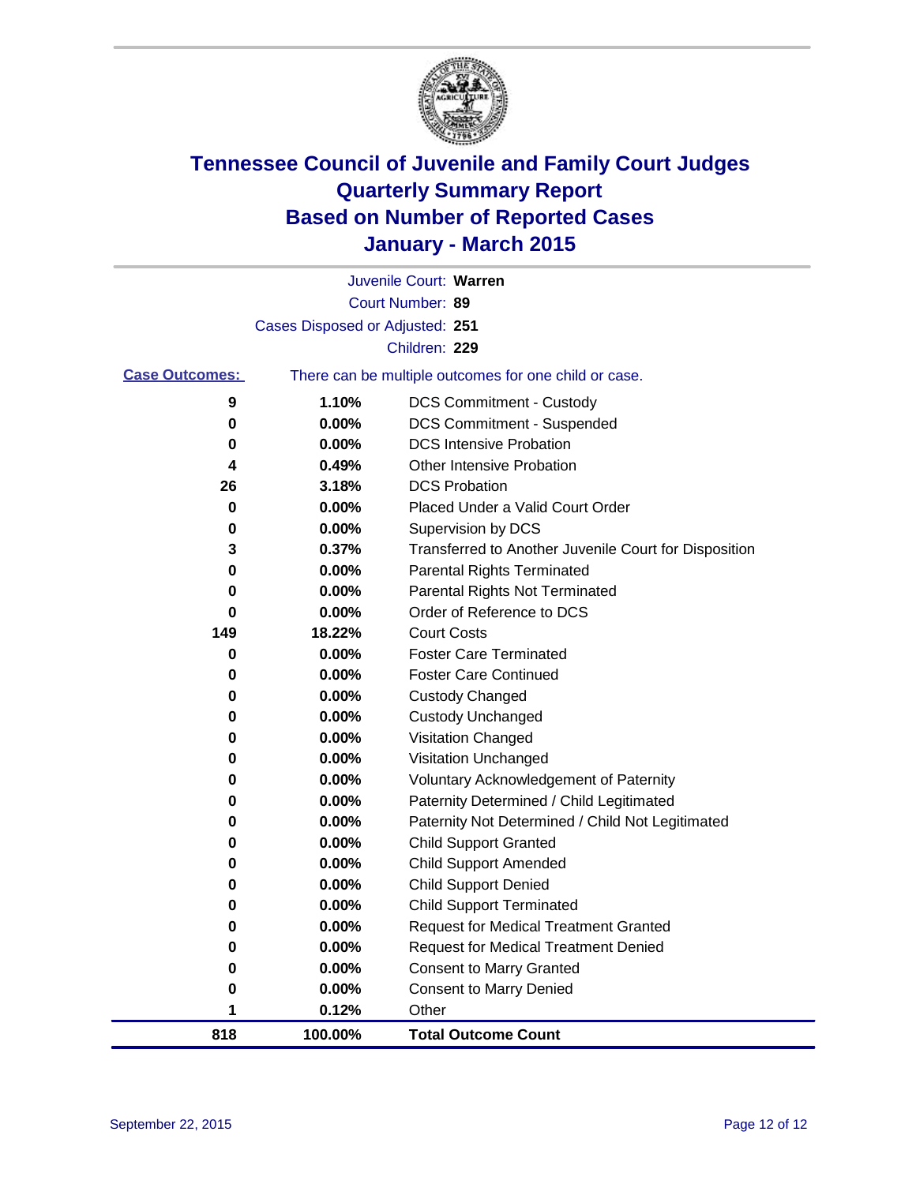# Tennessee Council of Juvenile and Family Court Judges
# Quarterly Summary Report
# Based on Number of Reported Cases
# January - March 2015

Juvenile Court: **Warren**

Court Number: **89**

Cases Disposed or Adjusted: **251**

Children: **229**

**Case Outcomes:** There can be multiple outcomes for one child or case.

| | | |
|---|---|---|
| **9** | **1.10%** | DCS Commitment - Custody |
| **0** | **0.00%** | DCS Commitment - Suspended |
| **0** | **0.00%** | DCS Intensive Probation |
| **4** | **0.49%** | Other Intensive Probation |
| **26** | **3.18%** | DCS Probation |
| **0** | **0.00%** | Placed Under a Valid Court Order |
| **0** | **0.00%** | Supervision by DCS |
| **3** | **0.37%** | Transferred to Another Juvenile Court for Disposition |
| **0** | **0.00%** | Parental Rights Terminated |
| **0** | **0.00%** | Parental Rights Not Terminated |
| **0** | **0.00%** | Order of Reference to DCS |
| **149** | **18.22%** | Court Costs |
| **0** | **0.00%** | Foster Care Terminated |
| **0** | **0.00%** | Foster Care Continued |
| **0** | **0.00%** | Custody Changed |
| **0** | **0.00%** | Custody Unchanged |
| **0** | **0.00%** | Visitation Changed |
| **0** | **0.00%** | Visitation Unchanged |
| **0** | **0.00%** | Voluntary Acknowledgement of Paternity |
| **0** | **0.00%** | Paternity Determined / Child Legitimated |
| **0** | **0.00%** | Paternity Not Determined / Child Not Legitimated |
| **0** | **0.00%** | Child Support Granted |
| **0** | **0.00%** | Child Support Amended |
| **0** | **0.00%** | Child Support Denied |
| **0** | **0.00%** | Child Support Terminated |
| **0** | **0.00%** | Request for Medical Treatment Granted |
| **0** | **0.00%** | Request for Medical Treatment Denied |
| **0** | **0.00%** | Consent to Marry Granted |
| **0** | **0.00%** | Consent to Marry Denied |
| **1** | **0.12%** | Other |
| **818** | **100.00%** | **Total Outcome Count** |

September 22, 2015